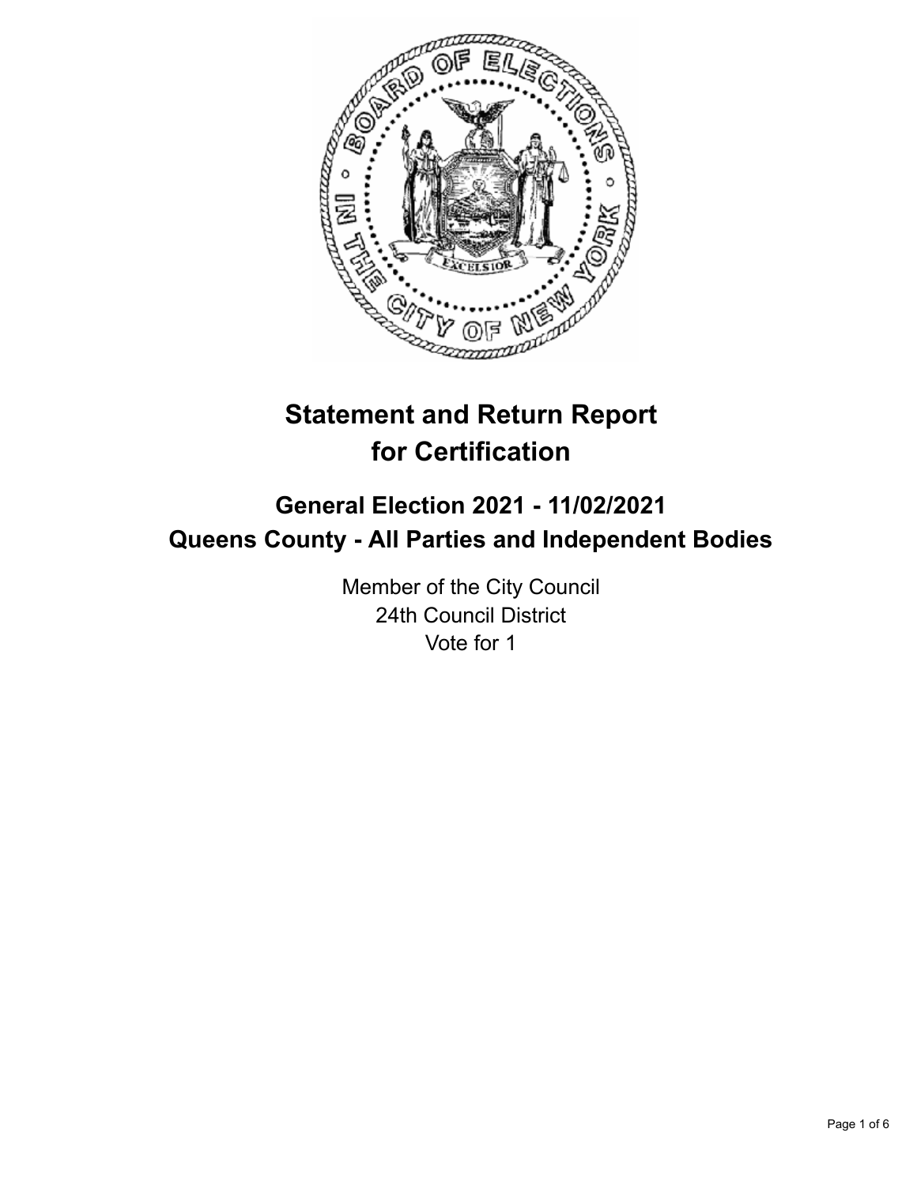# Statement and Return Report for Certification

## General Election 2021 - 11/02/2021
## Queens County - All Parties and Independent Bodies

Member of the City Council
24th Council District
Vote for 1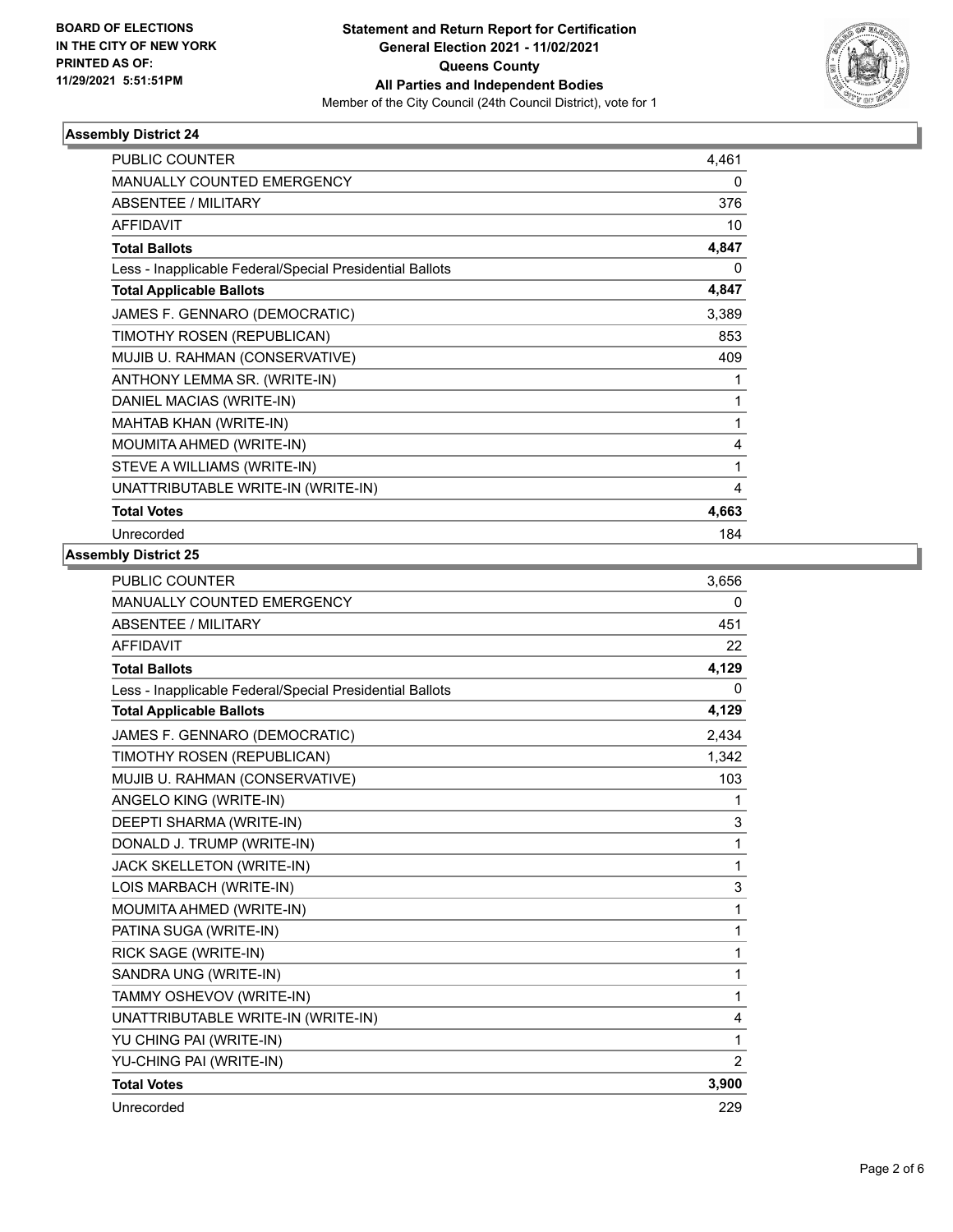**BOARD OF ELECTIONS IN THE CITY OF NEW YORK PRINTED AS OF: 11/29/2021 5:51:51PM**

**Statement and Return Report for Certification General Election 2021 - 11/02/2021 Queens County All Parties and Independent Bodies**

Member of the City Council (24th Council District), vote for 1

### Assembly District 24

| | |
|---|---|
| PUBLIC COUNTER | 4,461 |
| MANUALLY COUNTED EMERGENCY | 0 |
| ABSENTEE / MILITARY | 376 |
| AFFIDAVIT | 10 |
| **Total Ballots** | **4,847** |
| Less - Inapplicable Federal/Special Presidential Ballots | 0 |
| **Total Applicable Ballots** | **4,847** |
| JAMES F. GENNARO (DEMOCRATIC) | 3,389 |
| TIMOTHY ROSEN (REPUBLICAN) | 853 |
| MUJIB U. RAHMAN (CONSERVATIVE) | 409 |
| ANTHONY LEMMA SR. (WRITE-IN) | 1 |
| DANIEL MACIAS (WRITE-IN) | 1 |
| MAHTAB KHAN (WRITE-IN) | 1 |
| MOUMITA AHMED (WRITE-IN) | 4 |
| STEVE A WILLIAMS (WRITE-IN) | 1 |
| UNATTRIBUTABLE WRITE-IN (WRITE-IN) | 4 |
| **Total Votes** | **4,663** |
| Unrecorded | 184 |

### Assembly District 25

| | |
|---|---|
| PUBLIC COUNTER | 3,656 |
| MANUALLY COUNTED EMERGENCY | 0 |
| ABSENTEE / MILITARY | 451 |
| AFFIDAVIT | 22 |
| **Total Ballots** | **4,129** |
| Less - Inapplicable Federal/Special Presidential Ballots | 0 |
| **Total Applicable Ballots** | **4,129** |
| JAMES F. GENNARO (DEMOCRATIC) | 2,434 |
| TIMOTHY ROSEN (REPUBLICAN) | 1,342 |
| MUJIB U. RAHMAN (CONSERVATIVE) | 103 |
| ANGELO KING (WRITE-IN) | 1 |
| DEEPTI SHARMA (WRITE-IN) | 3 |
| DONALD J. TRUMP (WRITE-IN) | 1 |
| JACK SKELLETON (WRITE-IN) | 1 |
| LOIS MARBACH (WRITE-IN) | 3 |
| MOUMITA AHMED (WRITE-IN) | 1 |
| PATINA SUGA (WRITE-IN) | 1 |
| RICK SAGE (WRITE-IN) | 1 |
| SANDRA UNG (WRITE-IN) | 1 |
| TAMMY OSHEVOV (WRITE-IN) | 1 |
| UNATTRIBUTABLE WRITE-IN (WRITE-IN) | 4 |
| YU CHING PAI (WRITE-IN) | 1 |
| YU-CHING PAI (WRITE-IN) | 2 |
| **Total Votes** | **3,900** |
| Unrecorded | 229 |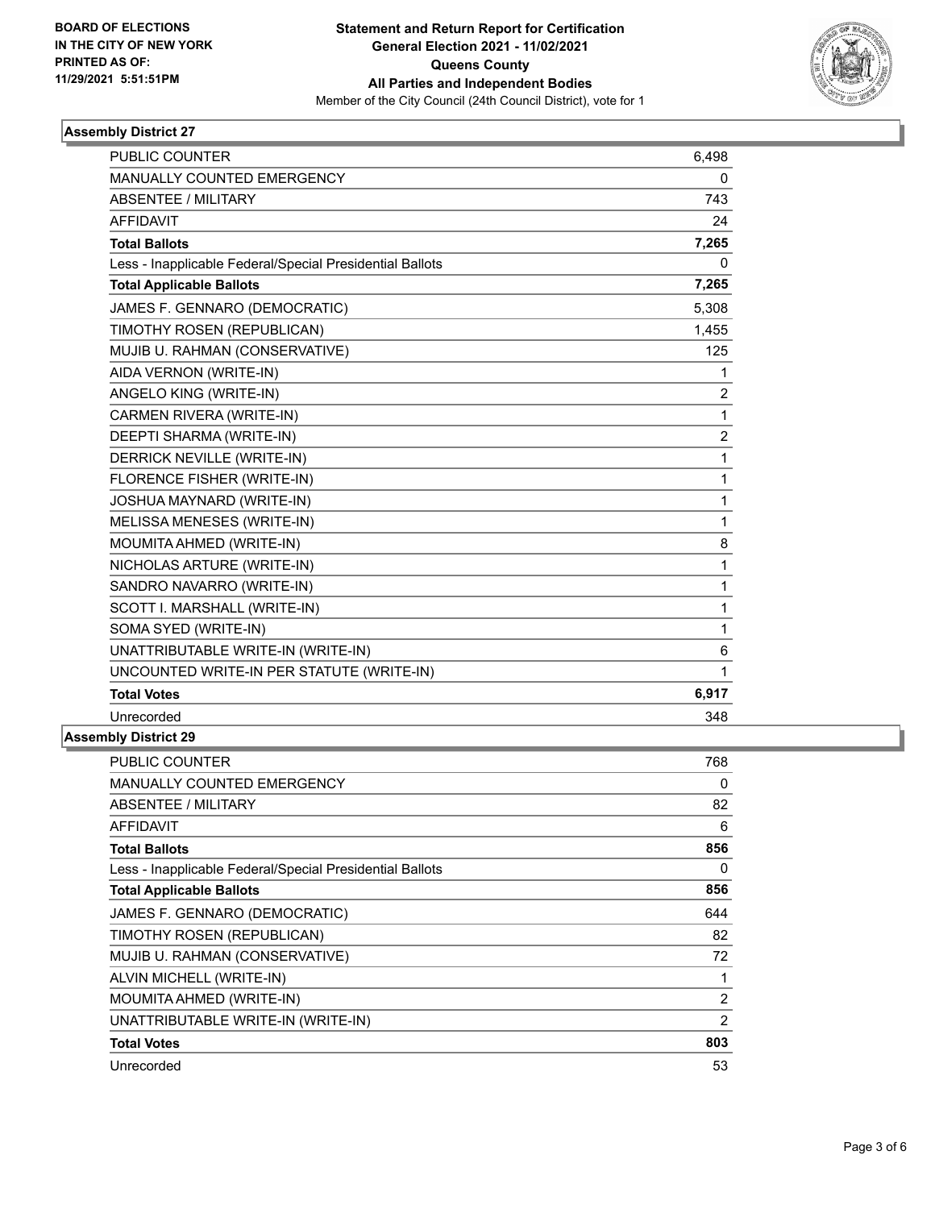**BOARD OF ELECTIONS**
**IN THE CITY OF NEW YORK**
**PRINTED AS OF:**
**11/29/2021 5:51:51PM**

**Statement and Return Report for Certification**
**General Election 2021 - 11/02/2021**
**Queens County**
**All Parties and Independent Bodies**
Member of the City Council (24th Council District), vote for 1

### Assembly District 27

| | |
|---|---|
| PUBLIC COUNTER | 6,498 |
| MANUALLY COUNTED EMERGENCY | 0 |
| ABSENTEE / MILITARY | 743 |
| AFFIDAVIT | 24 |
| **Total Ballots** | **7,265** |
| Less - Inapplicable Federal/Special Presidential Ballots | 0 |
| **Total Applicable Ballots** | **7,265** |
| JAMES F. GENNARO (DEMOCRATIC) | 5,308 |
| TIMOTHY ROSEN (REPUBLICAN) | 1,455 |
| MUJIB U. RAHMAN (CONSERVATIVE) | 125 |
| AIDA VERNON (WRITE-IN) | 1 |
| ANGELO KING (WRITE-IN) | 2 |
| CARMEN RIVERA (WRITE-IN) | 1 |
| DEEPTI SHARMA (WRITE-IN) | 2 |
| DERRICK NEVILLE (WRITE-IN) | 1 |
| FLORENCE FISHER (WRITE-IN) | 1 |
| JOSHUA MAYNARD (WRITE-IN) | 1 |
| MELISSA MENESES (WRITE-IN) | 1 |
| MOUMITA AHMED (WRITE-IN) | 8 |
| NICHOLAS ARTURE (WRITE-IN) | 1 |
| SANDRO NAVARRO (WRITE-IN) | 1 |
| SCOTT I. MARSHALL (WRITE-IN) | 1 |
| SOMA SYED (WRITE-IN) | 1 |
| UNATTRIBUTABLE WRITE-IN (WRITE-IN) | 6 |
| UNCOUNTED WRITE-IN PER STATUTE (WRITE-IN) | 1 |
| **Total Votes** | **6,917** |
| Unrecorded | 348 |

### Assembly District 29

| | |
|---|---|
| PUBLIC COUNTER | 768 |
| MANUALLY COUNTED EMERGENCY | 0 |
| ABSENTEE / MILITARY | 82 |
| AFFIDAVIT | 6 |
| **Total Ballots** | **856** |
| Less - Inapplicable Federal/Special Presidential Ballots | 0 |
| **Total Applicable Ballots** | **856** |
| JAMES F. GENNARO (DEMOCRATIC) | 644 |
| TIMOTHY ROSEN (REPUBLICAN) | 82 |
| MUJIB U. RAHMAN (CONSERVATIVE) | 72 |
| ALVIN MICHELL (WRITE-IN) | 1 |
| MOUMITA AHMED (WRITE-IN) | 2 |
| UNATTRIBUTABLE WRITE-IN (WRITE-IN) | 2 |
| **Total Votes** | **803** |
| Unrecorded | 53 |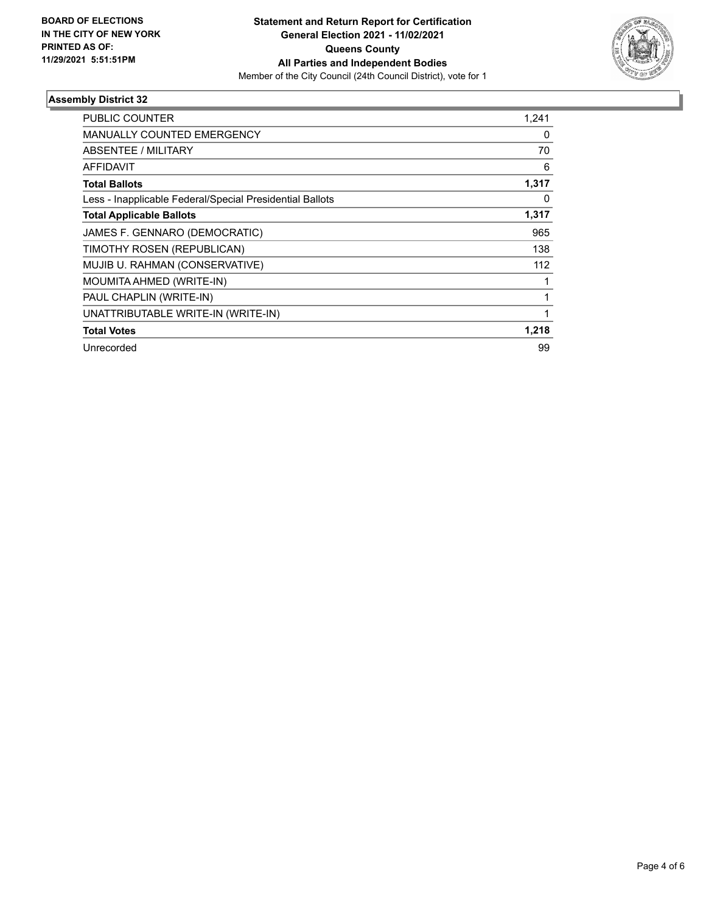**BOARD OF ELECTIONS IN THE CITY OF NEW YORK PRINTED AS OF: 11/29/2021 5:51:51PM**

**Statement and Return Report for Certification General Election 2021 - 11/02/2021 Queens County All Parties and Independent Bodies**

Member of the City Council (24th Council District), vote for 1

### Assembly District 32

| | |
|---|---|
| PUBLIC COUNTER | 1,241 |
| MANUALLY COUNTED EMERGENCY | 0 |
| ABSENTEE / MILITARY | 70 |
| AFFIDAVIT | 6 |
| **Total Ballots** | **1,317** |
| Less - Inapplicable Federal/Special Presidential Ballots | 0 |
| **Total Applicable Ballots** | **1,317** |
| JAMES F. GENNARO (DEMOCRATIC) | 965 |
| TIMOTHY ROSEN (REPUBLICAN) | 138 |
| MUJIB U. RAHMAN (CONSERVATIVE) | 112 |
| MOUMITA AHMED (WRITE-IN) | 1 |
| PAUL CHAPLIN (WRITE-IN) | 1 |
| UNATTRIBUTABLE WRITE-IN (WRITE-IN) | 1 |
| **Total Votes** | **1,218** |
| Unrecorded | 99 |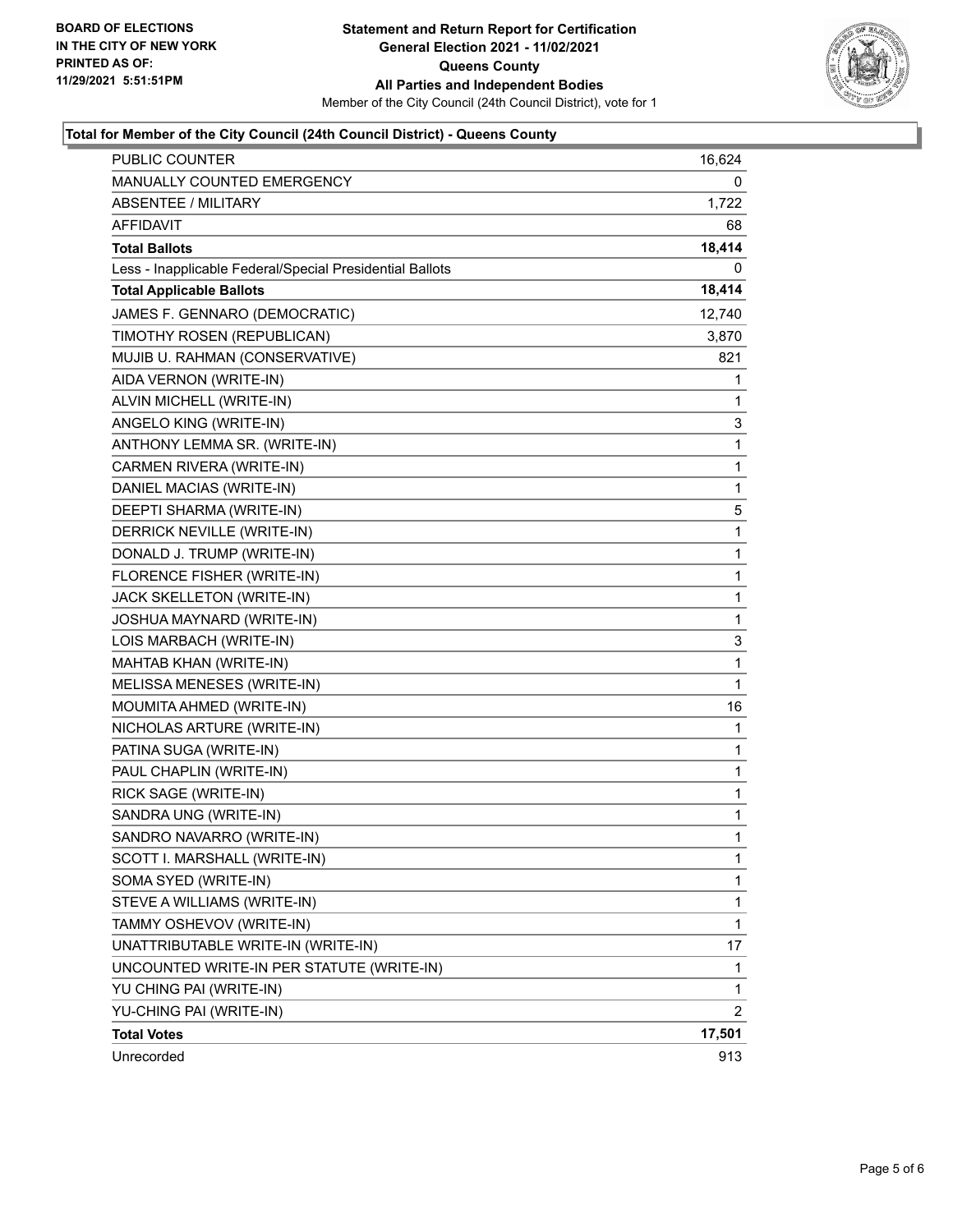**BOARD OF ELECTIONS**
**IN THE CITY OF NEW YORK**
**PRINTED AS OF:**
**11/29/2021 5:51:51PM**

**Statement and Return Report for Certification**
**General Election 2021 - 11/02/2021**
**Queens County**
**All Parties and Independent Bodies**
Member of the City Council (24th Council District), vote for 1

### Total for Member of the City Council (24th Council District) - Queens County

| | |
|---|---|
| PUBLIC COUNTER | 16,624 |
| MANUALLY COUNTED EMERGENCY | 0 |
| ABSENTEE / MILITARY | 1,722 |
| AFFIDAVIT | 68 |
| **Total Ballots** | **18,414** |
| Less - Inapplicable Federal/Special Presidential Ballots | 0 |
| **Total Applicable Ballots** | **18,414** |
| JAMES F. GENNARO (DEMOCRATIC) | 12,740 |
| TIMOTHY ROSEN (REPUBLICAN) | 3,870 |
| MUJIB U. RAHMAN (CONSERVATIVE) | 821 |
| AIDA VERNON (WRITE-IN) | 1 |
| ALVIN MICHELL (WRITE-IN) | 1 |
| ANGELO KING (WRITE-IN) | 3 |
| ANTHONY LEMMA SR. (WRITE-IN) | 1 |
| CARMEN RIVERA (WRITE-IN) | 1 |
| DANIEL MACIAS (WRITE-IN) | 1 |
| DEEPTI SHARMA (WRITE-IN) | 5 |
| DERRICK NEVILLE (WRITE-IN) | 1 |
| DONALD J. TRUMP (WRITE-IN) | 1 |
| FLORENCE FISHER (WRITE-IN) | 1 |
| JACK SKELLETON (WRITE-IN) | 1 |
| JOSHUA MAYNARD (WRITE-IN) | 1 |
| LOIS MARBACH (WRITE-IN) | 3 |
| MAHTAB KHAN (WRITE-IN) | 1 |
| MELISSA MENESES (WRITE-IN) | 1 |
| MOUMITA AHMED (WRITE-IN) | 16 |
| NICHOLAS ARTURE (WRITE-IN) | 1 |
| PATINA SUGA (WRITE-IN) | 1 |
| PAUL CHAPLIN (WRITE-IN) | 1 |
| RICK SAGE (WRITE-IN) | 1 |
| SANDRA UNG (WRITE-IN) | 1 |
| SANDRO NAVARRO (WRITE-IN) | 1 |
| SCOTT I. MARSHALL (WRITE-IN) | 1 |
| SOMA SYED (WRITE-IN) | 1 |
| STEVE A WILLIAMS (WRITE-IN) | 1 |
| TAMMY OSHEVOV (WRITE-IN) | 1 |
| UNATTRIBUTABLE WRITE-IN (WRITE-IN) | 17 |
| UNCOUNTED WRITE-IN PER STATUTE (WRITE-IN) | 1 |
| YU CHING PAI (WRITE-IN) | 1 |
| YU-CHING PAI (WRITE-IN) | 2 |
| **Total Votes** | **17,501** |
| Unrecorded | 913 |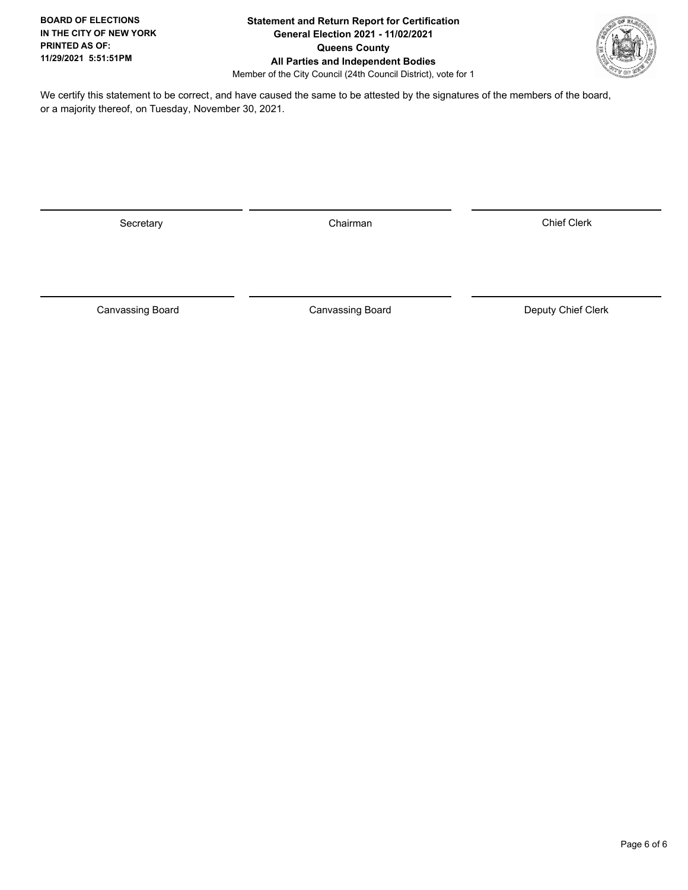**BOARD OF ELECTIONS IN THE CITY OF NEW YORK**
**PRINTED AS OF: 11/29/2021 5:51:51PM**

**Statement and Return Report for Certification**
**General Election 2021 - 11/02/2021**
**Queens County**
**All Parties and Independent Bodies**
Member of the City Council (24th Council District), vote for 1

We certify this statement to be correct, and have caused the same to be attested by the signatures of the members of the board, or a majority thereof, on Tuesday, November 30, 2021.

| | | |
|---|---|---|
| Secretary | Chairman | Chief Clerk |
| Canvassing Board | Canvassing Board | Deputy Chief Clerk |